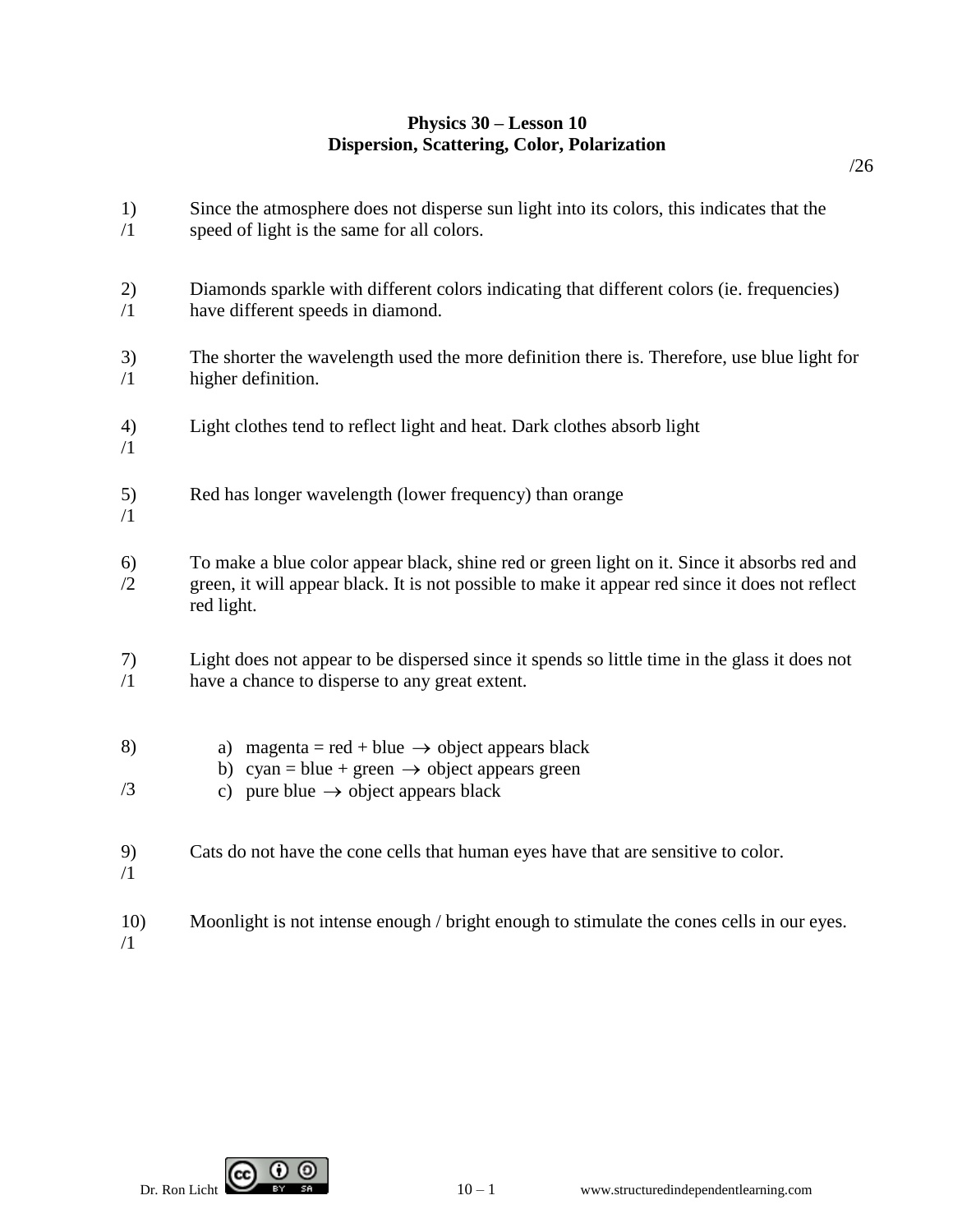# Physics 30 – Lesson 10
## Dispersion, Scattering, Color, Polarization

/26

1) /1 Since the atmosphere does not disperse sun light into its colors, this indicates that the speed of light is the same for all colors.

2) /1 Diamonds sparkle with different colors indicating that different colors (ie. frequencies) have different speeds in diamond.

3) /1 The shorter the wavelength used the more definition there is. Therefore, use blue light for higher definition.

4) /1 Light clothes tend to reflect light and heat. Dark clothes absorb light

5) /1 Red has longer wavelength (lower frequency) than orange

6) /2 To make a blue color appear black, shine red or green light on it. Since it absorbs red and green, it will appear black. It is not possible to make it appear red since it does not reflect red light.

7) /1 Light does not appear to be dispersed since it spends so little time in the glass it does not have a chance to disperse to any great extent.

8) /3
   a) magenta = red + blue $\rightarrow$ object appears black
   b) cyan = blue + green $\rightarrow$ object appears green
   c) pure blue $\rightarrow$ object appears black

9) /1 Cats do not have the cone cells that human eyes have that are sensitive to color.

10) /1 Moonlight is not intense enough / bright enough to stimulate the cones cells in our eyes.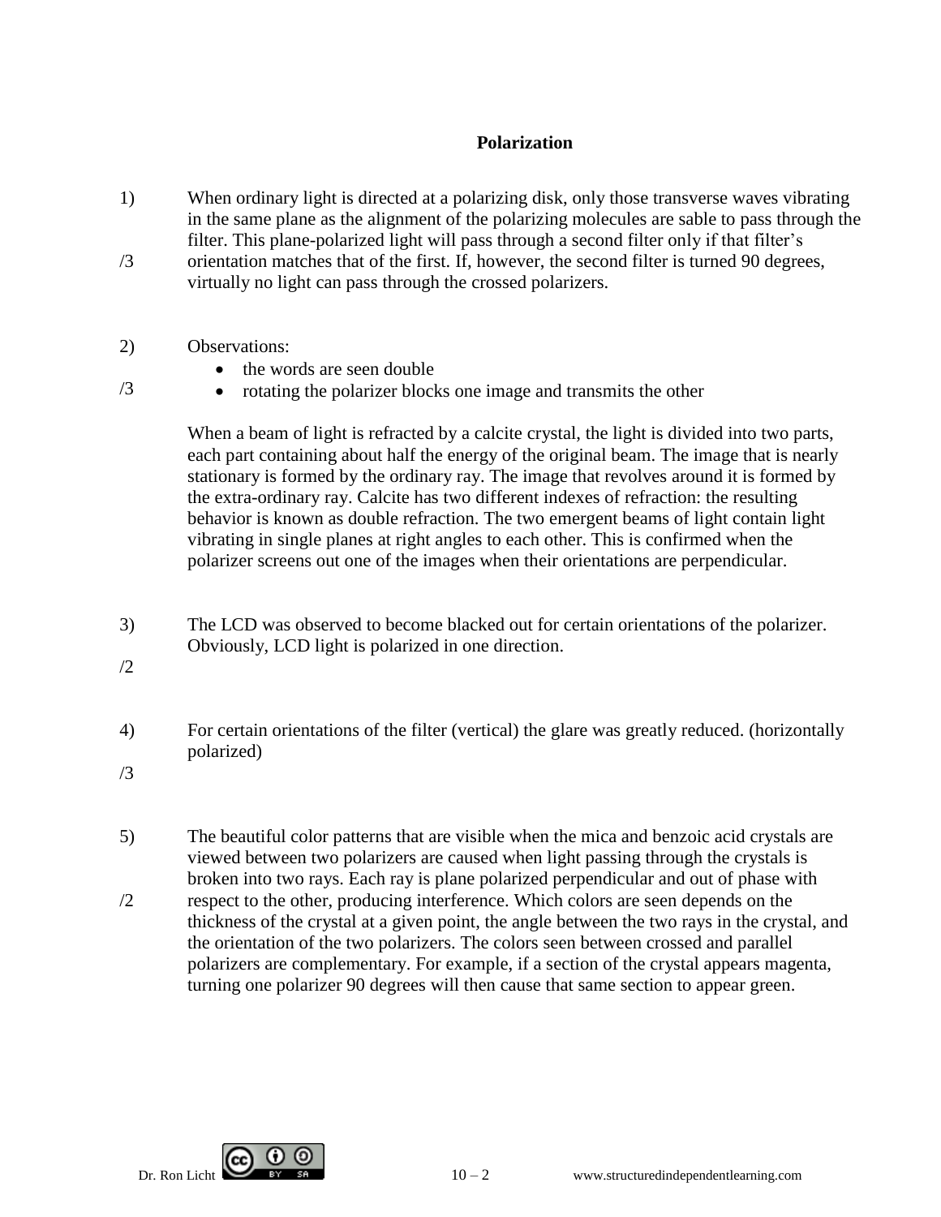## Polarization

1) /3

When ordinary light is directed at a polarizing disk, only those transverse waves vibrating in the same plane as the alignment of the polarizing molecules are sable to pass through the filter. This plane-polarized light will pass through a second filter only if that filter's orientation matches that of the first. If, however, the second filter is turned 90 degrees, virtually no light can pass through the crossed polarizers.

2) /3

Observations:

- the words are seen double
- rotating the polarizer blocks one image and transmits the other

When a beam of light is refracted by a calcite crystal, the light is divided into two parts, each part containing about half the energy of the original beam. The image that is nearly stationary is formed by the ordinary ray. The image that revolves around it is formed by the extra-ordinary ray. Calcite has two different indexes of refraction: the resulting behavior is known as double refraction. The two emergent beams of light contain light vibrating in single planes at right angles to each other. This is confirmed when the polarizer screens out one of the images when their orientations are perpendicular.

3) /2

The LCD was observed to become blacked out for certain orientations of the polarizer. Obviously, LCD light is polarized in one direction.

4) /3

For certain orientations of the filter (vertical) the glare was greatly reduced. (horizontally polarized)

5) /2

The beautiful color patterns that are visible when the mica and benzoic acid crystals are viewed between two polarizers are caused when light passing through the crystals is broken into two rays. Each ray is plane polarized perpendicular and out of phase with respect to the other, producing interference. Which colors are seen depends on the thickness of the crystal at a given point, the angle between the two rays in the crystal, and the orientation of the two polarizers. The colors seen between crossed and parallel polarizers are complementary. For example, if a section of the crystal appears magenta, turning one polarizer 90 degrees will then cause that same section to appear green.